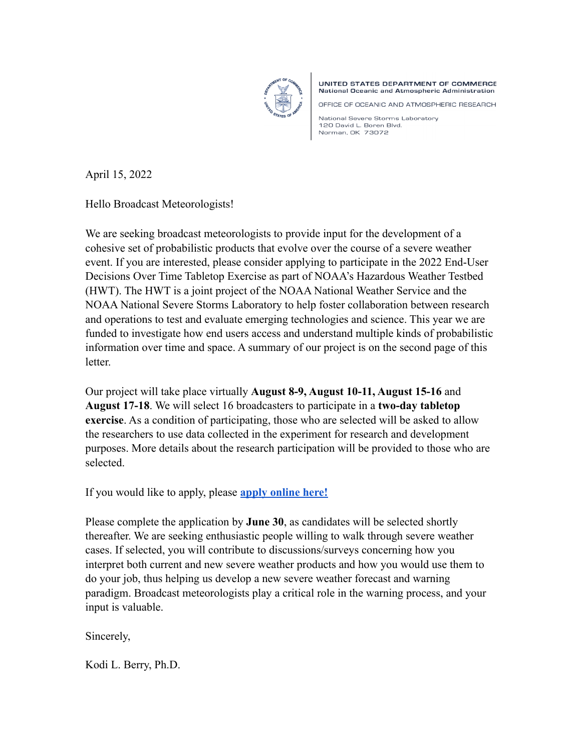UNITED STATES DEPARTMENT OF COMMERCE
National Oceanic and Atmospheric Administration

OFFICE OF OCEANIC AND ATMOSPHERIC RESEARCH

National Severe Storms Laboratory
120 David L. Boren Blvd.
Norman, OK 73072

April 15, 2022

Hello Broadcast Meteorologists!

We are seeking broadcast meteorologists to provide input for the development of a cohesive set of probabilistic products that evolve over the course of a severe weather event. If you are interested, please consider applying to participate in the 2022 End-User Decisions Over Time Tabletop Exercise as part of NOAA's Hazardous Weather Testbed (HWT). The HWT is a joint project of the NOAA National Weather Service and the NOAA National Severe Storms Laboratory to help foster collaboration between research and operations to test and evaluate emerging technologies and science. This year we are funded to investigate how end users access and understand multiple kinds of probabilistic information over time and space. A summary of our project is on the second page of this letter.

Our project will take place virtually **August 8-9, August 10-11, August 15-16** and **August 17-18**. We will select 16 broadcasters to participate in a **two-day tabletop exercise**. As a condition of participating, those who are selected will be asked to allow the researchers to use data collected in the experiment for research and development purposes. More details about the research participation will be provided to those who are selected.

If you would like to apply, please **apply online here!**

Please complete the application by **June 30**, as candidates will be selected shortly thereafter. We are seeking enthusiastic people willing to walk through severe weather cases. If selected, you will contribute to discussions/surveys concerning how you interpret both current and new severe weather products and how you would use them to do your job, thus helping us develop a new severe weather forecast and warning paradigm. Broadcast meteorologists play a critical role in the warning process, and your input is valuable.

Sincerely,

Kodi L. Berry, Ph.D.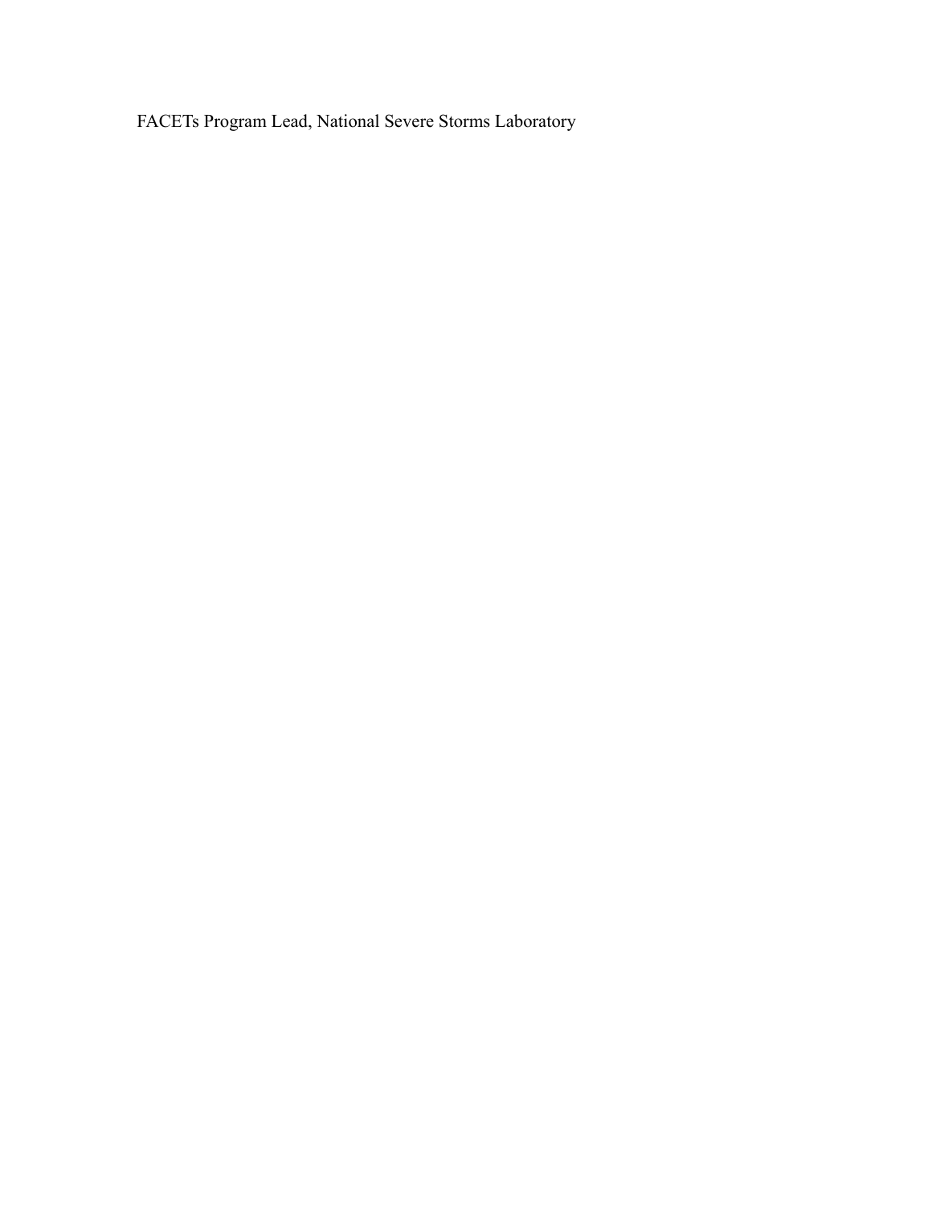FACETs Program Lead, National Severe Storms Laboratory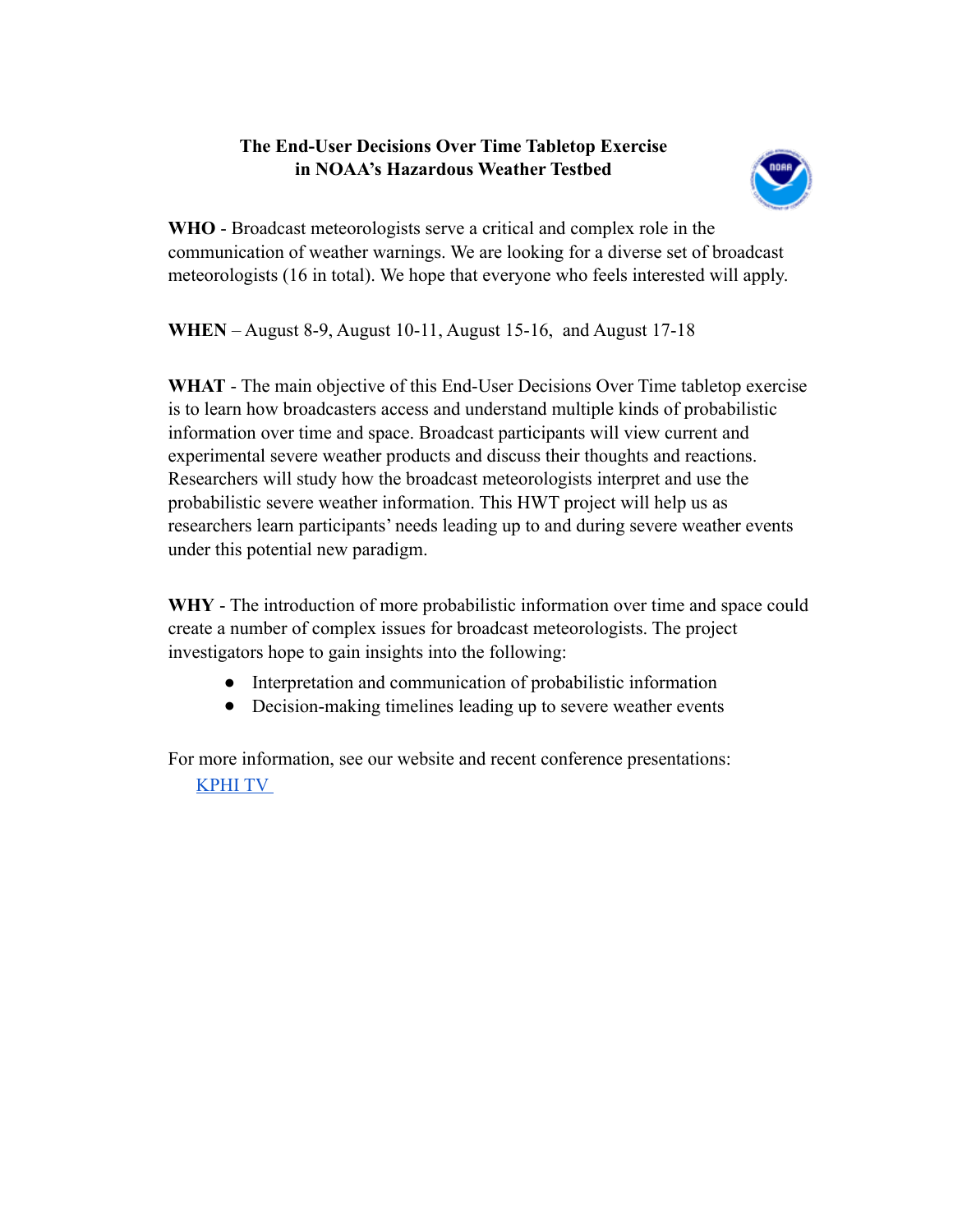**The End-User Decisions Over Time Tabletop Exercise in NOAA's Hazardous Weather Testbed**

**WHO** - Broadcast meteorologists serve a critical and complex role in the communication of weather warnings. We are looking for a diverse set of broadcast meteorologists (16 in total). We hope that everyone who feels interested will apply.

**WHEN** – August 8-9, August 10-11, August 15-16, and August 17-18

**WHAT** - The main objective of this End-User Decisions Over Time tabletop exercise is to learn how broadcasters access and understand multiple kinds of probabilistic information over time and space. Broadcast participants will view current and experimental severe weather products and discuss their thoughts and reactions. Researchers will study how the broadcast meteorologists interpret and use the probabilistic severe weather information. This HWT project will help us as researchers learn participants' needs leading up to and during severe weather events under this potential new paradigm.

**WHY** - The introduction of more probabilistic information over time and space could create a number of complex issues for broadcast meteorologists. The project investigators hope to gain insights into the following:

- Interpretation and communication of probabilistic information
- Decision-making timelines leading up to severe weather events

For more information, see our website and recent conference presentations:

KPHI TV